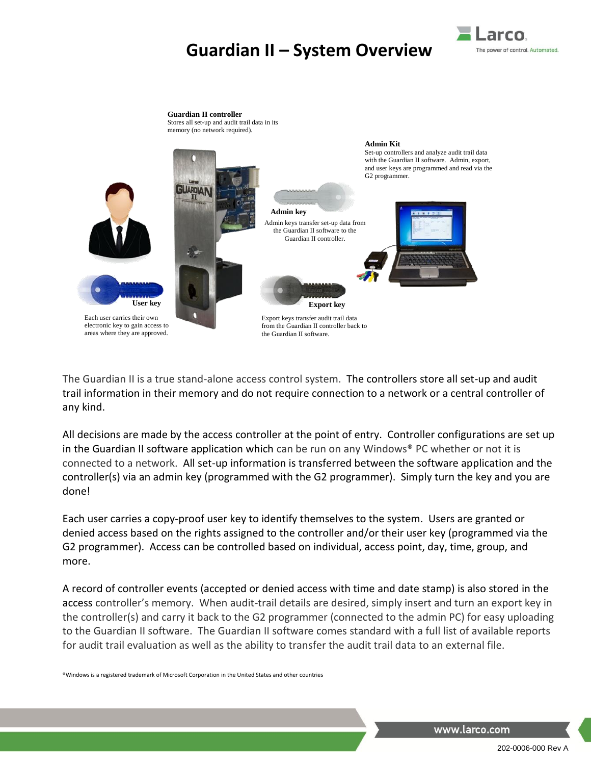# Guardian II – System Overview

**Guardian II controller**
Stores all set-up and audit trail data in its memory (no network required).

**Admin Kit**
Set-up controllers and analyze audit trail data with the Guardian II software. Admin, export, and user keys are programmed and read via the G2 programmer.

**Admin key**
Admin keys transfer set-up data from the Guardian II software to the Guardian II controller.

**User key**
Each user carries their own electronic key to gain access to areas where they are approved.

**Export key**
Export keys transfer audit trail data from the Guardian II controller back to the Guardian II software.

The Guardian II is a true stand-alone access control system. The controllers store all set-up and audit trail information in their memory and do not require connection to a network or a central controller of any kind.

All decisions are made by the access controller at the point of entry. Controller configurations are set up in the Guardian II software application which can be run on any Windows® PC whether or not it is connected to a network. All set-up information is transferred between the software application and the controller(s) via an admin key (programmed with the G2 programmer). Simply turn the key and you are done!

Each user carries a copy-proof user key to identify themselves to the system. Users are granted or denied access based on the rights assigned to the controller and/or their user key (programmed via the G2 programmer). Access can be controlled based on individual, access point, day, time, group, and more.

A record of controller events (accepted or denied access with time and date stamp) is also stored in the access controller's memory. When audit-trail details are desired, simply insert and turn an export key in the controller(s) and carry it back to the G2 programmer (connected to the admin PC) for easy uploading to the Guardian II software. The Guardian II software comes standard with a full list of available reports for audit trail evaluation as well as the ability to transfer the audit trail data to an external file.

®Windows is a registered trademark of Microsoft Corporation in the United States and other countries

www.larco.com

202-0006-000 Rev A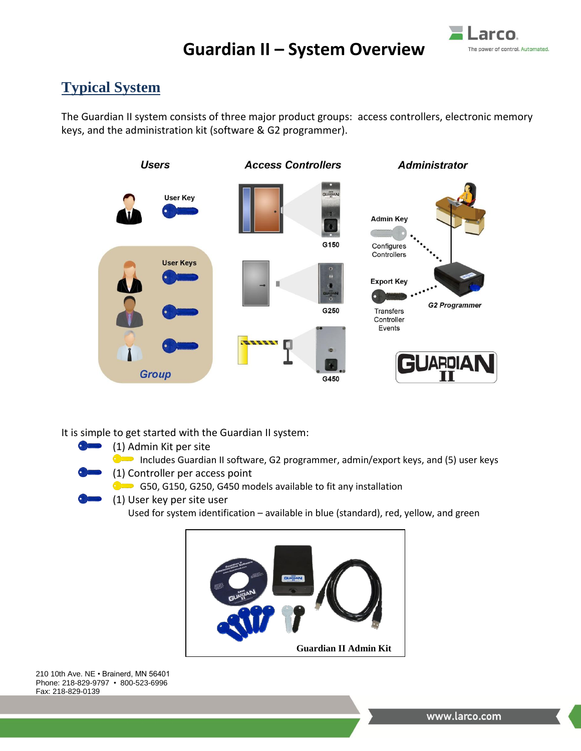# Guardian II – System Overview

## Typical System

The Guardian II system consists of three major product groups: access controllers, electronic memory keys, and the administration kit (software & G2 programmer).

Users

Access Controllers

Administrator

User Key

User Keys

Group

G150

G250

G450

Admin Key

Configures Controllers

Export Key

Transfers Controller Events

G2 Programmer

GUARDIAN II

It is simple to get started with the Guardian II system:

- (1) Admin Kit per site
  - Includes Guardian II software, G2 programmer, admin/export keys, and (5) user keys
- (1) Controller per access point
  - G50, G150, G250, G450 models available to fit any installation
- (1) User key per site user

  Used for system identification – available in blue (standard), red, yellow, and green

Guardian II Admin Kit

210 10th Ave. NE • Brainerd, MN 56401
Phone: 218-829-9797 • 800-523-6996
Fax: 218-829-0139

www.larco.com